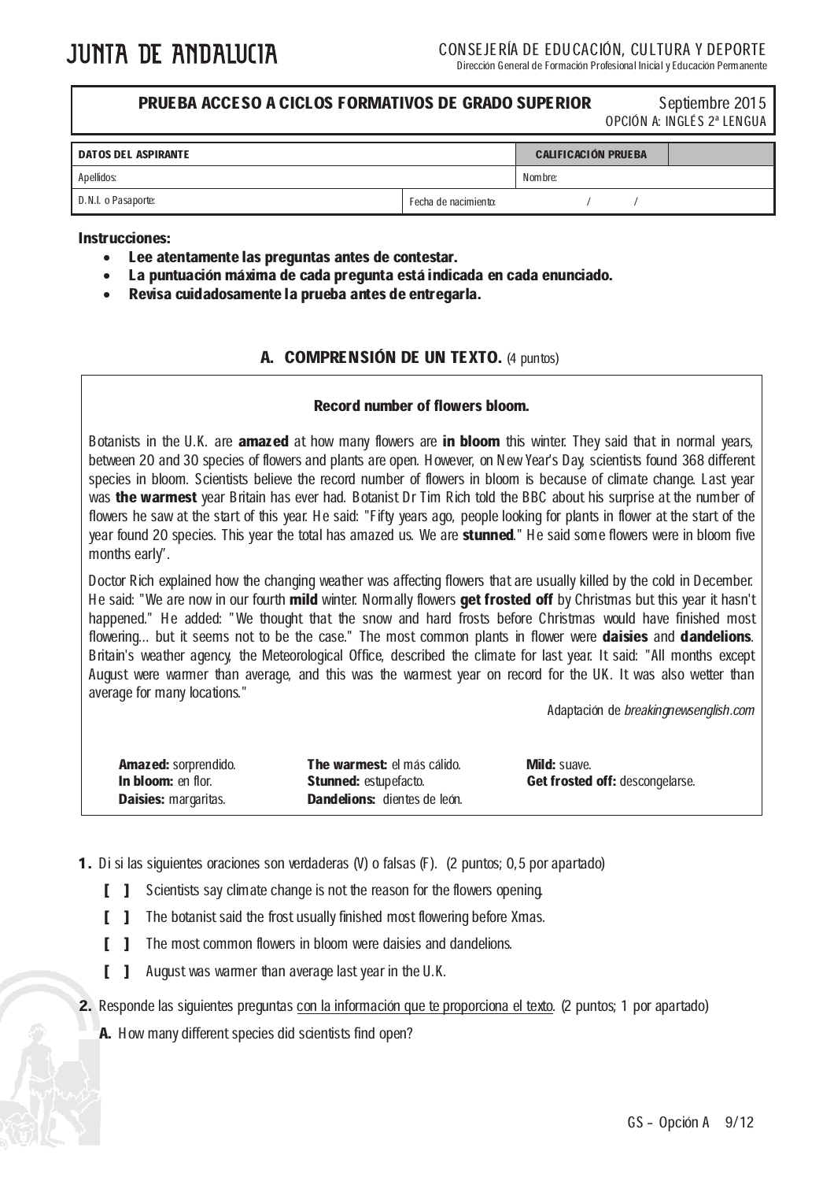JUNTA DE ANDALUCIA

CONSEJERÍA DE EDUCACIÓN, CULTURA Y DEPORTE
Dirección General de Formación Profesional Inicial y Educación Permanente

| **PRUEBA ACCESO A CICLOS FORMATIVOS DE GRADO SUPERIOR** | Septiembre 2015 OPCIÓN A: INGLÉS 2ª LENGUA |
|---|---|

| **DATOS DEL ASPIRANTE** | | **CALIFICACIÓN PRUEBA** | |
|---|---|---|---|
| Apellidos: | | Nombre: | |
| D.N.I. o Pasaporte: | Fecha de nacimiento: / / | | |

**Instrucciones:**

- **Lee atentamente las preguntas antes de contestar.**
- **La puntuación máxima de cada pregunta está indicada en cada enunciado.**
- **Revisa cuidadosamente la prueba antes de entregarla.**

## A. COMPRENSIÓN DE UN TEXTO. (4 puntos)

### Record number of flowers bloom.

Botanists in the U.K. are **amazed** at how many flowers are **in bloom** this winter. They said that in normal years, between 20 and 30 species of flowers and plants are open. However, on New Year's Day, scientists found 368 different species in bloom. Scientists believe the record number of flowers in bloom is because of climate change. Last year was **the warmest** year Britain has ever had. Botanist Dr Tim Rich told the BBC about his surprise at the number of flowers he saw at the start of this year. He said: "Fifty years ago, people looking for plants in flower at the start of the year found 20 species. This year the total has amazed us. We are **stunned**." He said some flowers were in bloom five months early".

Doctor Rich explained how the changing weather was affecting flowers that are usually killed by the cold in December. He said: "We are now in our fourth **mild** winter. Normally flowers **get frosted off** by Christmas but this year it hasn't happened." He added: "We thought that the snow and hard frosts before Christmas would have finished most flowering... but it seems not to be the case." The most common plants in flower were **daisies** and **dandelions**. Britain's weather agency, the Meteorological Office, described the climate for last year. It said: "All months except August were warmer than average, and this was the warmest year on record for the UK. It was also wetter than average for many locations."

Adaptación de *breakingnewsenglish.com*

**Amazed:** sorprendido.
**In bloom:** en flor.
**Daisies:** margaritas.
**The warmest:** el más cálido.
**Stunned:** estupefacto.
**Dandelions:** dientes de león.
**Mild:** suave.
**Get frosted off:** descongelarse.

**1.** Di si las siguientes oraciones son verdaderas (V) o falsas (F). (2 puntos; 0,5 por apartado)

[ ] Scientists say climate change is not the reason for the flowers opening.

[ ] The botanist said the frost usually finished most flowering before Xmas.

[ ] The most common flowers in bloom were daisies and dandelions.

[ ] August was warmer than average last year in the U.K.

**2.** Responde las siguientes preguntas con la información que te proporciona el texto. (2 puntos; 1 por apartado)

**A.** How many different species did scientists find open?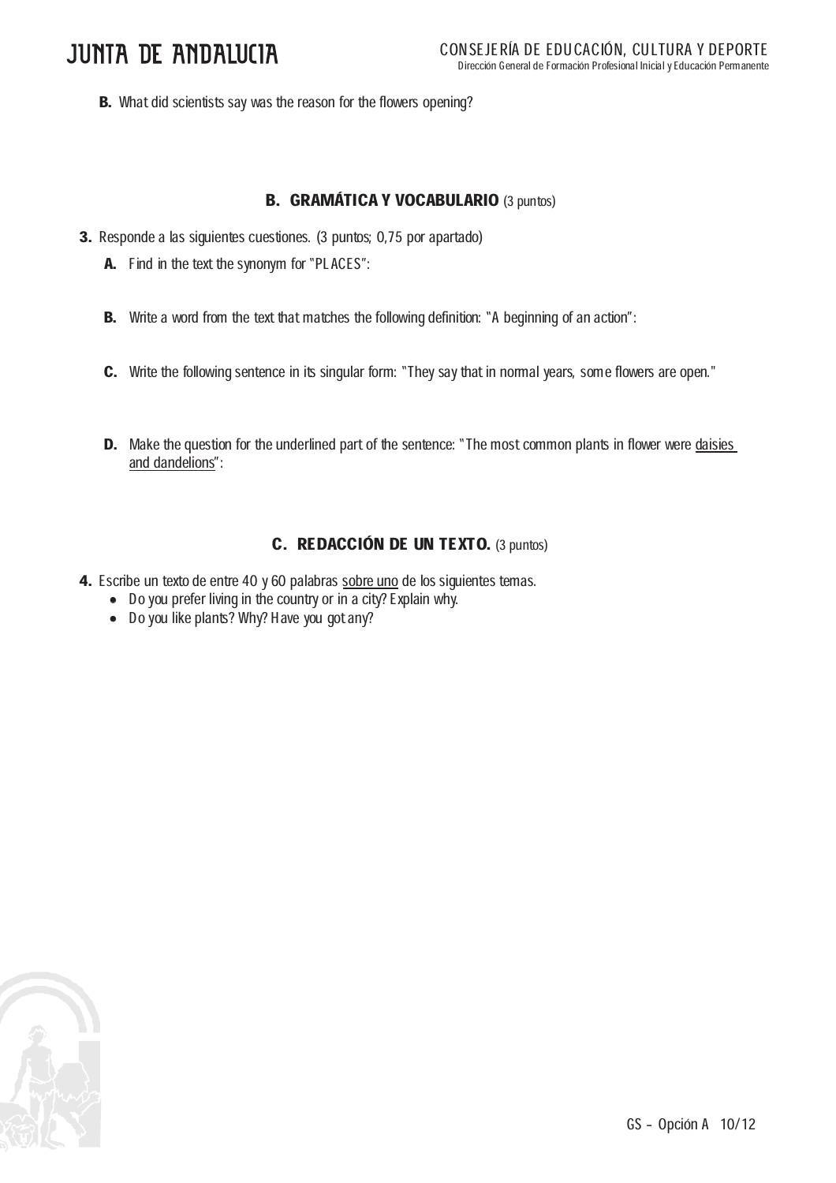**B.** What did scientists say was the reason for the flowers opening?

## B. GRAMÁTICA Y VOCABULARIO (3 puntos)

**3.** Responde a las siguientes cuestiones. (3 puntos; 0,75 por apartado)

**A.** Find in the text the synonym for "PLACES":

**B.** Write a word from the text that matches the following definition: "A beginning of an action":

**C.** Write the following sentence in its singular form: "They say that in normal years, some flowers are open."

**D.** Make the question for the underlined part of the sentence: "The most common plants in flower were <u>daisies and dandelions</u>":

## C. REDACCIÓN DE UN TEXTO. (3 puntos)

**4.** Escribe un texto de entre 40 y 60 palabras <u>sobre uno</u> de los siguientes temas.

- Do you prefer living in the country or in a city? Explain why.
- Do you like plants? Why? Have you got any?